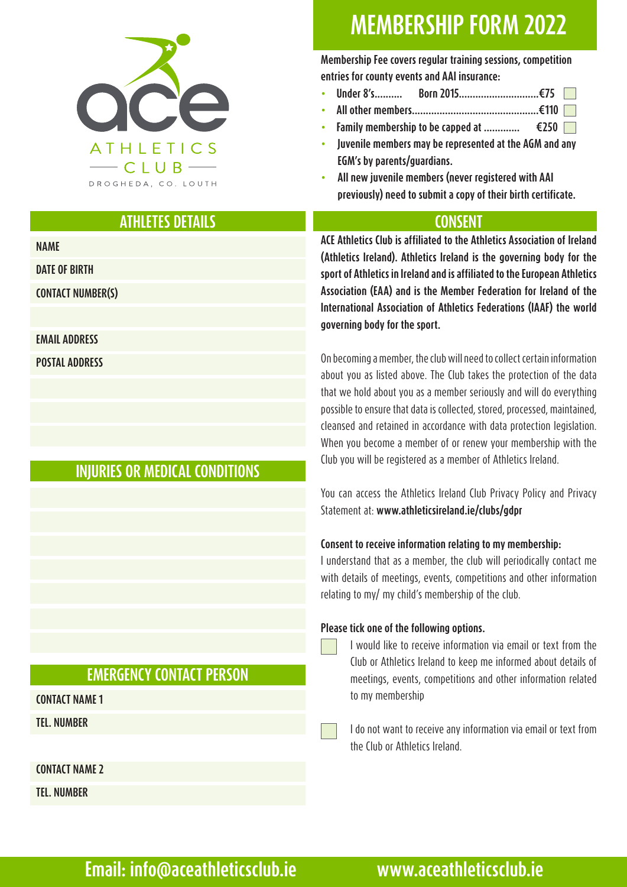ace ATHLETICS CLUB

DROGHEDA, CO. LOUTH

# MEMBERSHIP FORM 2022

Membership Fee covers regular training sessions, competition entries for county events and AAI insurance:

- Under 8's.......... Born 2015............................€75 ☐
- All other members.............................................€110 ☐
- Family membership to be capped at ............. €250 ☐
- Juvenile members may be represented at the AGM and any EGM's by parents/guardians.
- All new juvenile members (never registered with AAI previously) need to submit a copy of their birth certificate.

## ATHLETES DETAILS

NAME

DATE OF BIRTH

CONTACT NUMBER(S)

EMAIL ADDRESS

POSTAL ADDRESS

## INJURIES OR MEDICAL CONDITIONS

## EMERGENCY CONTACT PERSON

CONTACT NAME 1

TEL. NUMBER

CONTACT NAME 2

TEL. NUMBER

## CONSENT

**ACE Athletics Club is affiliated to the Athletics Association of Ireland (Athletics Ireland). Athletics Ireland is the governing body for the sport of Athletics in Ireland and is affiliated to the European Athletics Association (EAA) and is the Member Federation for Ireland of the International Association of Athletics Federations (IAAF) the world governing body for the sport.**

On becoming a member, the club will need to collect certain information about you as listed above. The Club takes the protection of the data that we hold about you as a member seriously and will do everything possible to ensure that data is collected, stored, processed, maintained, cleansed and retained in accordance with data protection legislation. When you become a member of or renew your membership with the Club you will be registered as a member of Athletics Ireland.

You can access the Athletics Ireland Club Privacy Policy and Privacy Statement at: **www.athleticsireland.ie/clubs/gdpr**

**Consent to receive information relating to my membership:**

I understand that as a member, the club will periodically contact me with details of meetings, events, competitions and other information relating to my/ my child's membership of the club.

**Please tick one of the following options.**

☐ I would like to receive information via email or text from the Club or Athletics Ireland to keep me informed about details of meetings, events, competitions and other information related to my membership

☐ I do not want to receive any information via email or text from the Club or Athletics Ireland.

**Email: info@aceathleticsclub.ie** **www.aceathleticsclub.ie**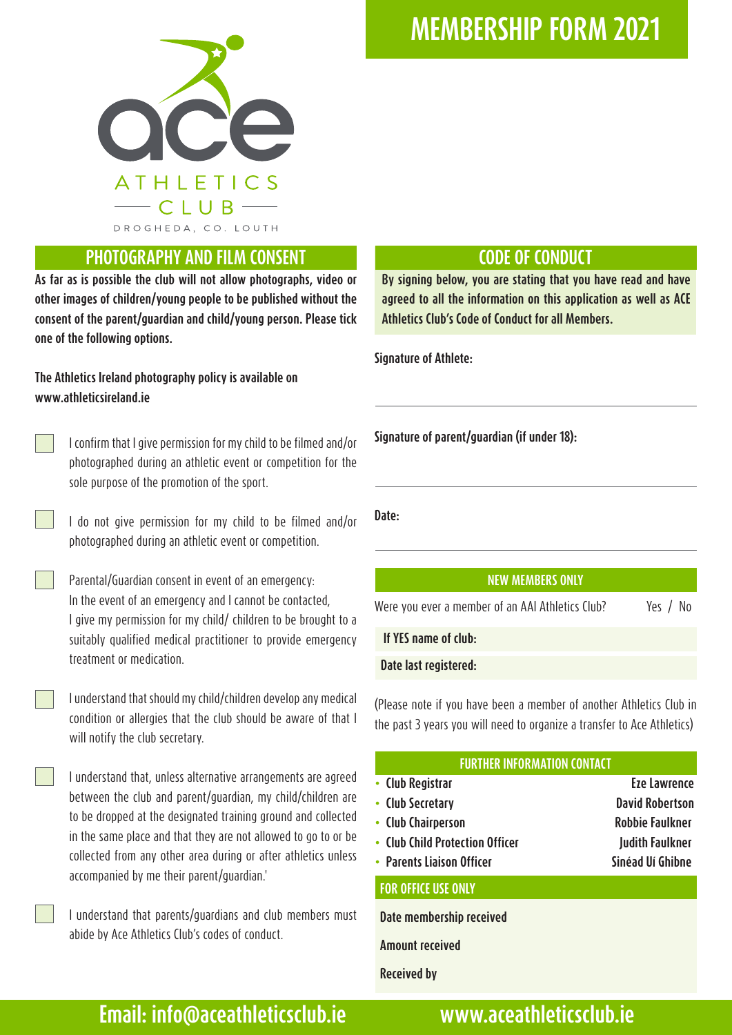# MEMBERSHIP FORM 2021

ACE ATHLETICS CLUB
DROGHEDA, CO. LOUTH

## PHOTOGRAPHY AND FILM CONSENT

**As far as is possible the club will not allow photographs, video or other images of children/young people to be published without the consent of the parent/guardian and child/young person. Please tick one of the following options.**

**The Athletics Ireland photography policy is available on www.athleticsireland.ie**

- ☐ I confirm that I give permission for my child to be filmed and/or photographed during an athletic event or competition for the sole purpose of the promotion of the sport.
- ☐ I do not give permission for my child to be filmed and/or photographed during an athletic event or competition.
- ☐ Parental/Guardian consent in event of an emergency: In the event of an emergency and I cannot be contacted, I give my permission for my child/ children to be brought to a suitably qualified medical practitioner to provide emergency treatment or medication.
- ☐ I understand that should my child/children develop any medical condition or allergies that the club should be aware of that I will notify the club secretary.
- ☐ I understand that, unless alternative arrangements are agreed between the club and parent/guardian, my child/children are to be dropped at the designated training ground and collected in the same place and that they are not allowed to go to or be collected from any other area during or after athletics unless accompanied by me their parent/guardian.'
- ☐ I understand that parents/guardians and club members must abide by Ace Athletics Club's codes of conduct.

## CODE OF CONDUCT

**By signing below, you are stating that you have read and have agreed to all the information on this application as well as ACE Athletics Club's Code of Conduct for all Members.**

**Signature of Athlete:**

______________________________

**Signature of parent/guardian (if under 18):**

______________________________

**Date:**

______________________________

### NEW MEMBERS ONLY

Were you ever a member of an AAI Athletics Club? Yes / No

**If YES name of club:**

**Date last registered:**

(Please note if you have been a member of another Athletics Club in the past 3 years you will need to organize a transfer to Ace Athletics)

### FURTHER INFORMATION CONTACT

| Role | Name |
|---|---|
| Club Registrar | Eze Lawrence |
| Club Secretary | David Robertson |
| Club Chairperson | Robbie Faulkner |
| Club Child Protection Officer | Judith Faulkner |
| Parents Liaison Officer | Sinéad Uí Ghibne |

### FOR OFFICE USE ONLY

**Date membership received**

**Amount received**

**Received by**

**Email: info@aceathleticsclub.ie** **www.aceathleticsclub.ie**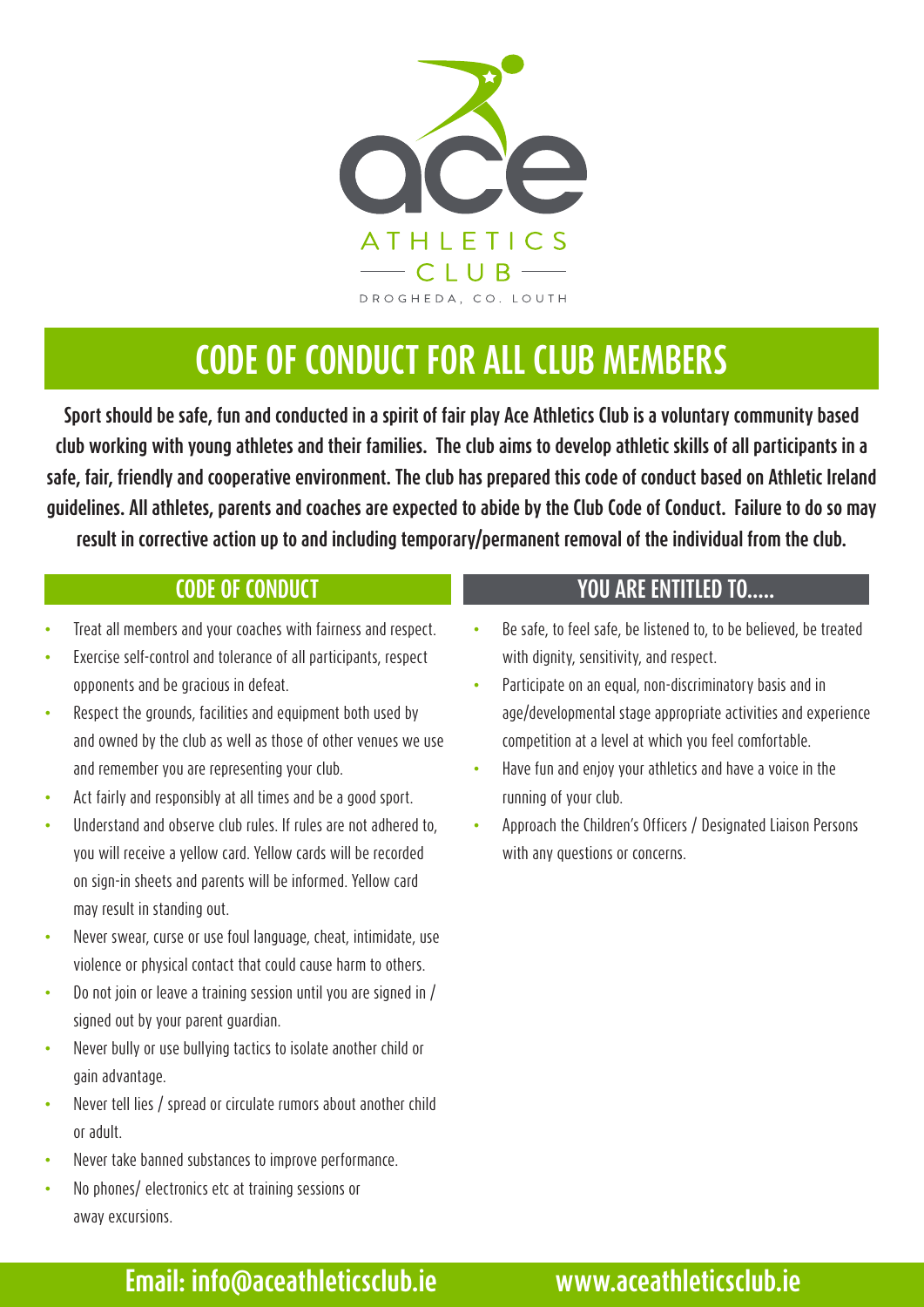ACE ATHLETICS CLUB

DROGHEDA, CO. LOUTH

# CODE OF CONDUCT FOR ALL CLUB MEMBERS

**Sport should be safe, fun and conducted in a spirit of fair play Ace Athletics Club is a voluntary community based club working with young athletes and their families. The club aims to develop athletic skills of all participants in a safe, fair, friendly and cooperative environment. The club has prepared this code of conduct based on Athletic Ireland guidelines. All athletes, parents and coaches are expected to abide by the Club Code of Conduct. Failure to do so may result in corrective action up to and including temporary/permanent removal of the individual from the club.**

## CODE OF CONDUCT

- Treat all members and your coaches with fairness and respect.
- Exercise self-control and tolerance of all participants, respect opponents and be gracious in defeat.
- Respect the grounds, facilities and equipment both used by and owned by the club as well as those of other venues we use and remember you are representing your club.
- Act fairly and responsibly at all times and be a good sport.
- Understand and observe club rules. If rules are not adhered to, you will receive a yellow card. Yellow cards will be recorded on sign-in sheets and parents will be informed. Yellow card may result in standing out.
- Never swear, curse or use foul language, cheat, intimidate, use violence or physical contact that could cause harm to others.
- Do not join or leave a training session until you are signed in / signed out by your parent guardian.
- Never bully or use bullying tactics to isolate another child or gain advantage.
- Never tell lies / spread or circulate rumors about another child or adult.
- Never take banned substances to improve performance.
- No phones/ electronics etc at training sessions or away excursions.

## YOU ARE ENTITLED TO.....

- Be safe, to feel safe, be listened to, to be believed, be treated with dignity, sensitivity, and respect.
- Participate on an equal, non-discriminatory basis and in age/developmental stage appropriate activities and experience competition at a level at which you feel comfortable.
- Have fun and enjoy your athletics and have a voice in the running of your club.
- Approach the Children's Officers / Designated Liaison Persons with any questions or concerns.

**Email: info@aceathleticsclub.ie** **www.aceathleticsclub.ie**